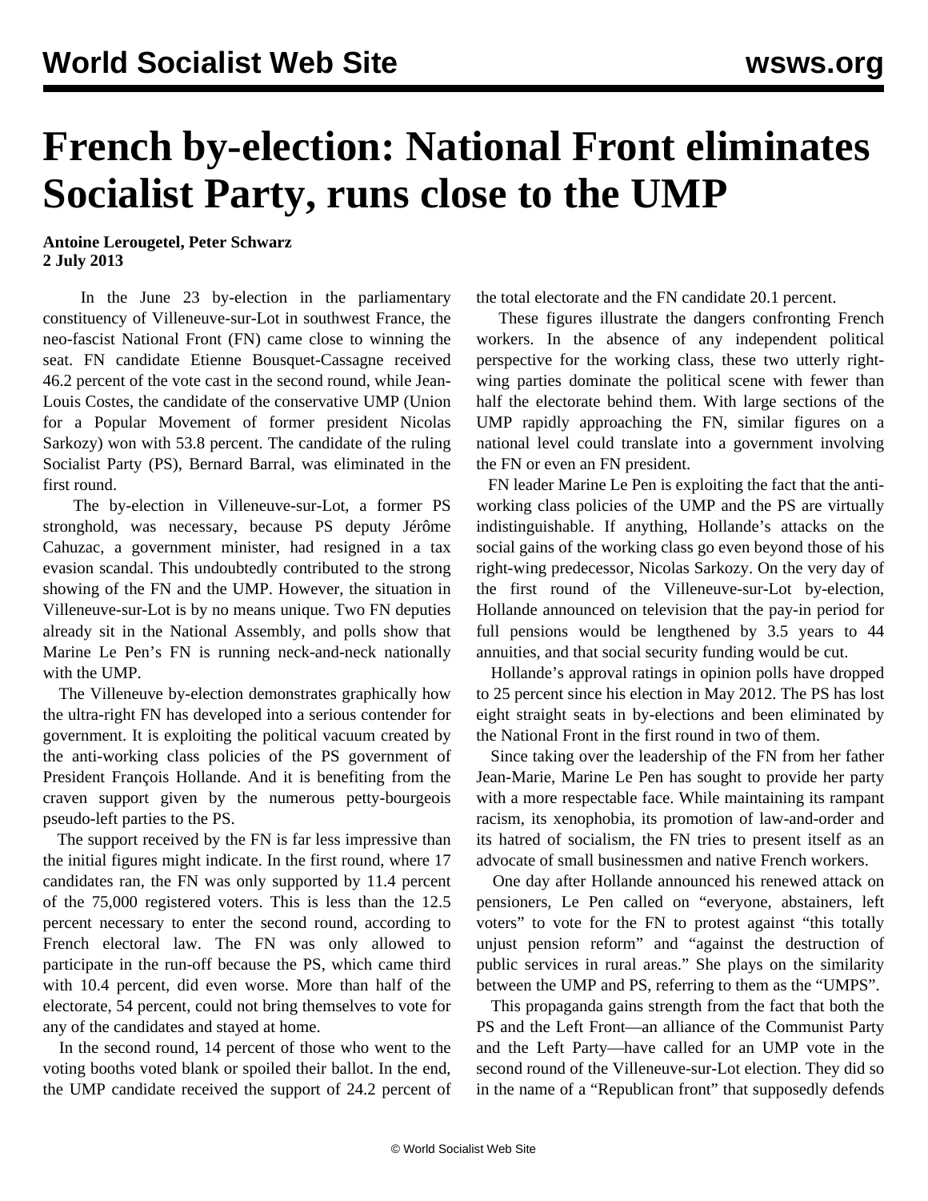# French by-election: National Front eliminates Socialist Party, runs close to the UMP

**Antoine Lerougetel, Peter Schwarz**
**2 July 2013**

In the June 23 by-election in the parliamentary constituency of Villeneuve-sur-Lot in southwest France, the neo-fascist National Front (FN) came close to winning the seat. FN candidate Etienne Bousquet-Cassagne received 46.2 percent of the vote cast in the second round, while Jean-Louis Costes, the candidate of the conservative UMP (Union for a Popular Movement of former president Nicolas Sarkozy) won with 53.8 percent. The candidate of the ruling Socialist Party (PS), Bernard Barral, was eliminated in the first round.

The by-election in Villeneuve-sur-Lot, a former PS stronghold, was necessary, because PS deputy Jérôme Cahuzac, a government minister, had resigned in a tax evasion scandal. This undoubtedly contributed to the strong showing of the FN and the UMP. However, the situation in Villeneuve-sur-Lot is by no means unique. Two FN deputies already sit in the National Assembly, and polls show that Marine Le Pen's FN is running neck-and-neck nationally with the UMP.

The Villeneuve by-election demonstrates graphically how the ultra-right FN has developed into a serious contender for government. It is exploiting the political vacuum created by the anti-working class policies of the PS government of President François Hollande. And it is benefiting from the craven support given by the numerous petty-bourgeois pseudo-left parties to the PS.

The support received by the FN is far less impressive than the initial figures might indicate. In the first round, where 17 candidates ran, the FN was only supported by 11.4 percent of the 75,000 registered voters. This is less than the 12.5 percent necessary to enter the second round, according to French electoral law. The FN was only allowed to participate in the run-off because the PS, which came third with 10.4 percent, did even worse. More than half of the electorate, 54 percent, could not bring themselves to vote for any of the candidates and stayed at home.

In the second round, 14 percent of those who went to the voting booths voted blank or spoiled their ballot. In the end, the UMP candidate received the support of 24.2 percent of the total electorate and the FN candidate 20.1 percent.

These figures illustrate the dangers confronting French workers. In the absence of any independent political perspective for the working class, these two utterly right-wing parties dominate the political scene with fewer than half the electorate behind them. With large sections of the UMP rapidly approaching the FN, similar figures on a national level could translate into a government involving the FN or even an FN president.

FN leader Marine Le Pen is exploiting the fact that the anti-working class policies of the UMP and the PS are virtually indistinguishable. If anything, Hollande's attacks on the social gains of the working class go even beyond those of his right-wing predecessor, Nicolas Sarkozy. On the very day of the first round of the Villeneuve-sur-Lot by-election, Hollande announced on television that the pay-in period for full pensions would be lengthened by 3.5 years to 44 annuities, and that social security funding would be cut.

Hollande's approval ratings in opinion polls have dropped to 25 percent since his election in May 2012. The PS has lost eight straight seats in by-elections and been eliminated by the National Front in the first round in two of them.

Since taking over the leadership of the FN from her father Jean-Marie, Marine Le Pen has sought to provide her party with a more respectable face. While maintaining its rampant racism, its xenophobia, its promotion of law-and-order and its hatred of socialism, the FN tries to present itself as an advocate of small businessmen and native French workers.

One day after Hollande announced his renewed attack on pensioners, Le Pen called on "everyone, abstainers, left voters" to vote for the FN to protest against "this totally unjust pension reform" and "against the destruction of public services in rural areas." She plays on the similarity between the UMP and PS, referring to them as the "UMPS".

This propaganda gains strength from the fact that both the PS and the Left Front—an alliance of the Communist Party and the Left Party—have called for an UMP vote in the second round of the Villeneuve-sur-Lot election. They did so in the name of a "Republican front" that supposedly defends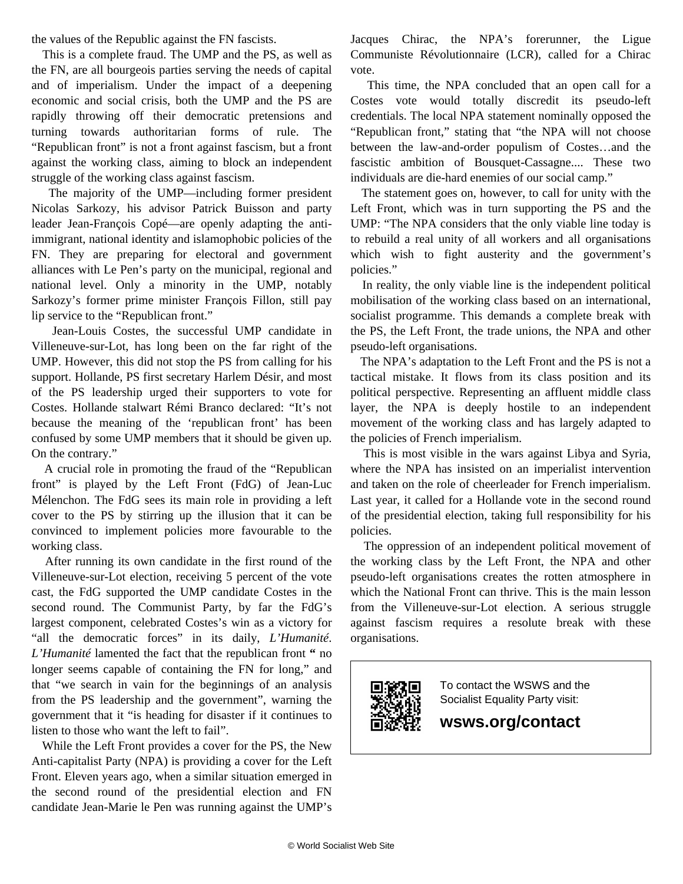the values of the Republic against the FN fascists.

This is a complete fraud. The UMP and the PS, as well as the FN, are all bourgeois parties serving the needs of capital and of imperialism. Under the impact of a deepening economic and social crisis, both the UMP and the PS are rapidly throwing off their democratic pretensions and turning towards authoritarian forms of rule. The "Republican front" is not a front against fascism, but a front against the working class, aiming to block an independent struggle of the working class against fascism.

The majority of the UMP—including former president Nicolas Sarkozy, his advisor Patrick Buisson and party leader Jean-François Copé—are openly adapting the anti-immigrant, national identity and islamophobic policies of the FN. They are preparing for electoral and government alliances with Le Pen's party on the municipal, regional and national level. Only a minority in the UMP, notably Sarkozy's former prime minister François Fillon, still pay lip service to the "Republican front."

Jean-Louis Costes, the successful UMP candidate in Villeneuve-sur-Lot, has long been on the far right of the UMP. However, this did not stop the PS from calling for his support. Hollande, PS first secretary Harlem Désir, and most of the PS leadership urged their supporters to vote for Costes. Hollande stalwart Rémi Branco declared: "It's not because the meaning of the 'republican front' has been confused by some UMP members that it should be given up. On the contrary."

A crucial role in promoting the fraud of the "Republican front" is played by the Left Front (FdG) of Jean-Luc Mélenchon. The FdG sees its main role in providing a left cover to the PS by stirring up the illusion that it can be convinced to implement policies more favourable to the working class.

After running its own candidate in the first round of the Villeneuve-sur-Lot election, receiving 5 percent of the vote cast, the FdG supported the UMP candidate Costes in the second round. The Communist Party, by far the FdG's largest component, celebrated Costes's win as a victory for "all the democratic forces" in its daily, *L'Humanité*. *L'Humanité* lamented the fact that the republican front " no longer seems capable of containing the FN for long," and that "we search in vain for the beginnings of an analysis from the PS leadership and the government", warning the government that it "is heading for disaster if it continues to listen to those who want the left to fail".

While the Left Front provides a cover for the PS, the New Anti-capitalist Party (NPA) is providing a cover for the Left Front. Eleven years ago, when a similar situation emerged in the second round of the presidential election and FN candidate Jean-Marie le Pen was running against the UMP's Jacques Chirac, the NPA's forerunner, the Ligue Communiste Révolutionnaire (LCR), called for a Chirac vote.

This time, the NPA concluded that an open call for a Costes vote would totally discredit its pseudo-left credentials. The local NPA statement nominally opposed the "Republican front," stating that "the NPA will not choose between the law-and-order populism of Costes…and the fascistic ambition of Bousquet-Cassagne.... These two individuals are die-hard enemies of our social camp."

The statement goes on, however, to call for unity with the Left Front, which was in turn supporting the PS and the UMP: "The NPA considers that the only viable line today is to rebuild a real unity of all workers and all organisations which wish to fight austerity and the government's policies."

In reality, the only viable line is the independent political mobilisation of the working class based on an international, socialist programme. This demands a complete break with the PS, the Left Front, the trade unions, the NPA and other pseudo-left organisations.

The NPA's adaptation to the Left Front and the PS is not a tactical mistake. It flows from its class position and its political perspective. Representing an affluent middle class layer, the NPA is deeply hostile to an independent movement of the working class and has largely adapted to the policies of French imperialism.

This is most visible in the wars against Libya and Syria, where the NPA has insisted on an imperialist intervention and taken on the role of cheerleader for French imperialism. Last year, it called for a Hollande vote in the second round of the presidential election, taking full responsibility for his policies.

The oppression of an independent political movement of the working class by the Left Front, the NPA and other pseudo-left organisations creates the rotten atmosphere in which the National Front can thrive. This is the main lesson from the Villeneuve-sur-Lot election. A serious struggle against fascism requires a resolute break with these organisations.

To contact the WSWS and the Socialist Equality Party visit:

**wsws.org/contact**